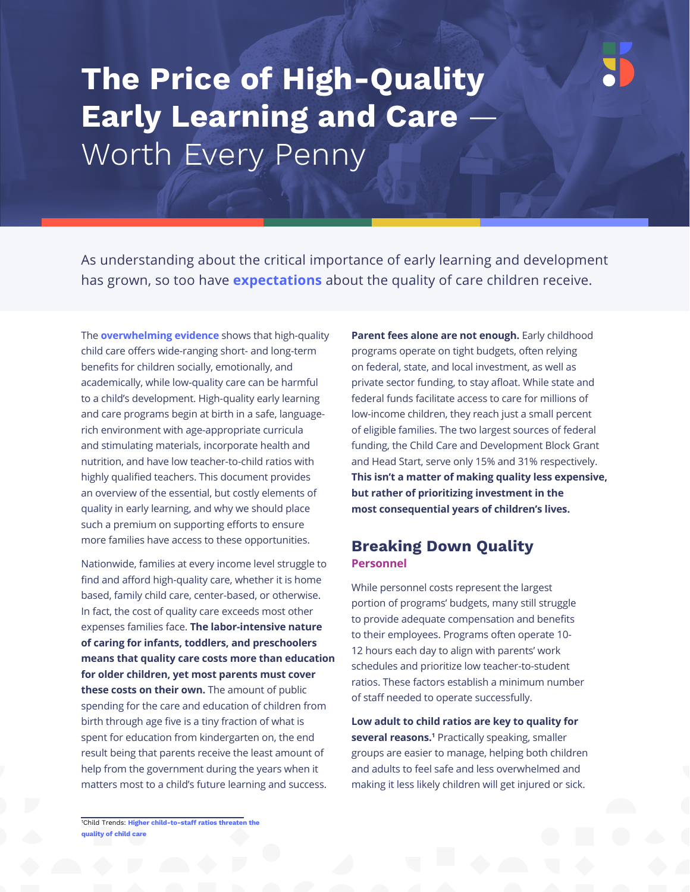# The Price of High-Quality Early Learning and Care — Worth Every Penny

As understanding about the critical importance of early learning and development has grown, so too have **expectations** about the quality of care children receive.

The **overwhelming evidence** shows that high-quality child care offers wide-ranging short- and long-term benefits for children socially, emotionally, and academically, while low-quality care can be harmful to a child's development. High-quality early learning and care programs begin at birth in a safe, language-rich environment with age-appropriate curricula and stimulating materials, incorporate health and nutrition, and have low teacher-to-child ratios with highly qualified teachers. This document provides an overview of the essential, but costly elements of quality in early learning, and why we should place such a premium on supporting efforts to ensure more families have access to these opportunities.

Nationwide, families at every income level struggle to find and afford high-quality care, whether it is home based, family child care, center-based, or otherwise. In fact, the cost of quality care exceeds most other expenses families face. **The labor-intensive nature of caring for infants, toddlers, and preschoolers means that quality care costs more than education for older children, yet most parents must cover these costs on their own.** The amount of public spending for the care and education of children from birth through age five is a tiny fraction of what is spent for education from kindergarten on, the end result being that parents receive the least amount of help from the government during the years when it matters most to a child's future learning and success.

**Parent fees alone are not enough.** Early childhood programs operate on tight budgets, often relying on federal, state, and local investment, as well as private sector funding, to stay afloat. While state and federal funds facilitate access to care for millions of low-income children, they reach just a small percent of eligible families. The two largest sources of federal funding, the Child Care and Development Block Grant and Head Start, serve only 15% and 31% respectively. **This isn't a matter of making quality less expensive, but rather of prioritizing investment in the most consequential years of children's lives.**

## Breaking Down Quality

### Personnel

While personnel costs represent the largest portion of programs' budgets, many still struggle to provide adequate compensation and benefits to their employees. Programs often operate 10-12 hours each day to align with parents' work schedules and prioritize low teacher-to-student ratios. These factors establish a minimum number of staff needed to operate successfully.

**Low adult to child ratios are key to quality for several reasons.[1]** Practically speaking, smaller groups are easier to manage, helping both children and adults to feel safe and less overwhelmed and making it less likely children will get injured or sick.

---

[1]Child Trends: **Higher child-to-staff ratios threaten the quality of child care**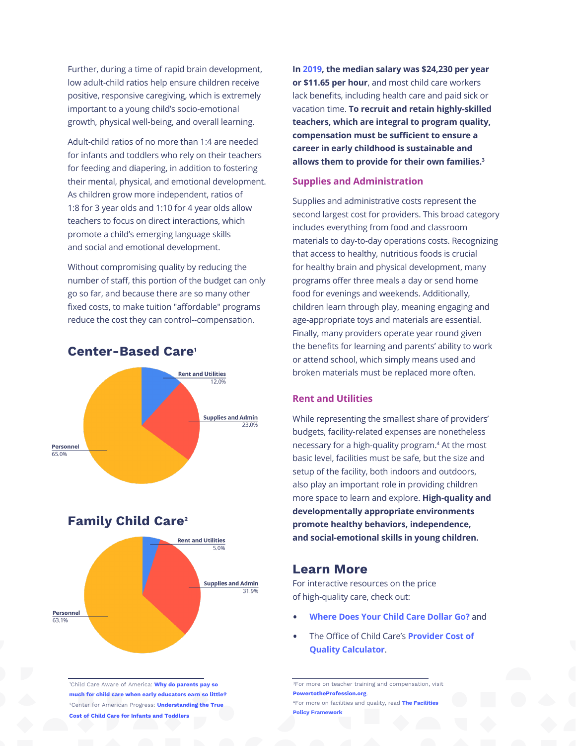Further, during a time of rapid brain development, low adult-child ratios help ensure children receive positive, responsive caregiving, which is extremely important to a young child's socio-emotional growth, physical well-being, and overall learning.

Adult-child ratios of no more than 1:4 are needed for infants and toddlers who rely on their teachers for feeding and diapering, in addition to fostering their mental, physical, and emotional development. As children grow more independent, ratios of 1:8 for 3 year olds and 1:10 for 4 year olds allow teachers to focus on direct interactions, which promote a child's emerging language skills and social and emotional development.

Without compromising quality by reducing the number of staff, this portion of the budget can only go so far, and because there are so many other fixed costs, to make tuition "affordable" programs reduce the cost they can control--compensation.

## Center-Based Care[1]

Rent and Utilities
12.0%

Supplies and Admin
23.0%

Personnel
65.0%

## Family Child Care[2]

Rent and Utilities
5.0%

Supplies and Admin
31.9%

Personnel
63.1%

[1]Child Care Aware of America: **Why do parents pay so much for child care when early educators earn so little?**
[2]Center for American Progress: **Understanding the True Cost of Child Care for Infants and Toddlers**

**In 2019, the median salary was $24,230 per year or $11.65 per hour**, and most child care workers lack benefits, including health care and paid sick or vacation time. **To recruit and retain highly-skilled teachers, which are integral to program quality, compensation must be sufficient to ensure a career in early childhood is sustainable and allows them to provide for their own families.[3]**

### Supplies and Administration

Supplies and administrative costs represent the second largest cost for providers. This broad category includes everything from food and classroom materials to day-to-day operations costs. Recognizing that access to healthy, nutritious foods is crucial for healthy brain and physical development, many programs offer three meals a day or send home food for evenings and weekends. Additionally, children learn through play, meaning engaging and age-appropriate toys and materials are essential. Finally, many providers operate year round given the benefits for learning and parents' ability to work or attend school, which simply means used and broken materials must be replaced more often.

### Rent and Utilities

While representing the smallest share of providers' budgets, facility-related expenses are nonetheless necessary for a high-quality program.[4] At the most basic level, facilities must be safe, but the size and setup of the facility, both indoors and outdoors, also play an important role in providing children more space to learn and explore. **High-quality and developmentally appropriate environments promote healthy behaviors, independence, and social-emotional skills in young children.**

## Learn More

For interactive resources on the price of high-quality care, check out:

- **Where Does Your Child Care Dollar Go?** and
- The Office of Child Care's **Provider Cost of Quality Calculator**.

[3]For more on teacher training and compensation, visit **PowertotheProfession.org**.
[4]For more on facilities and quality, read **The Facilities Policy Framework**